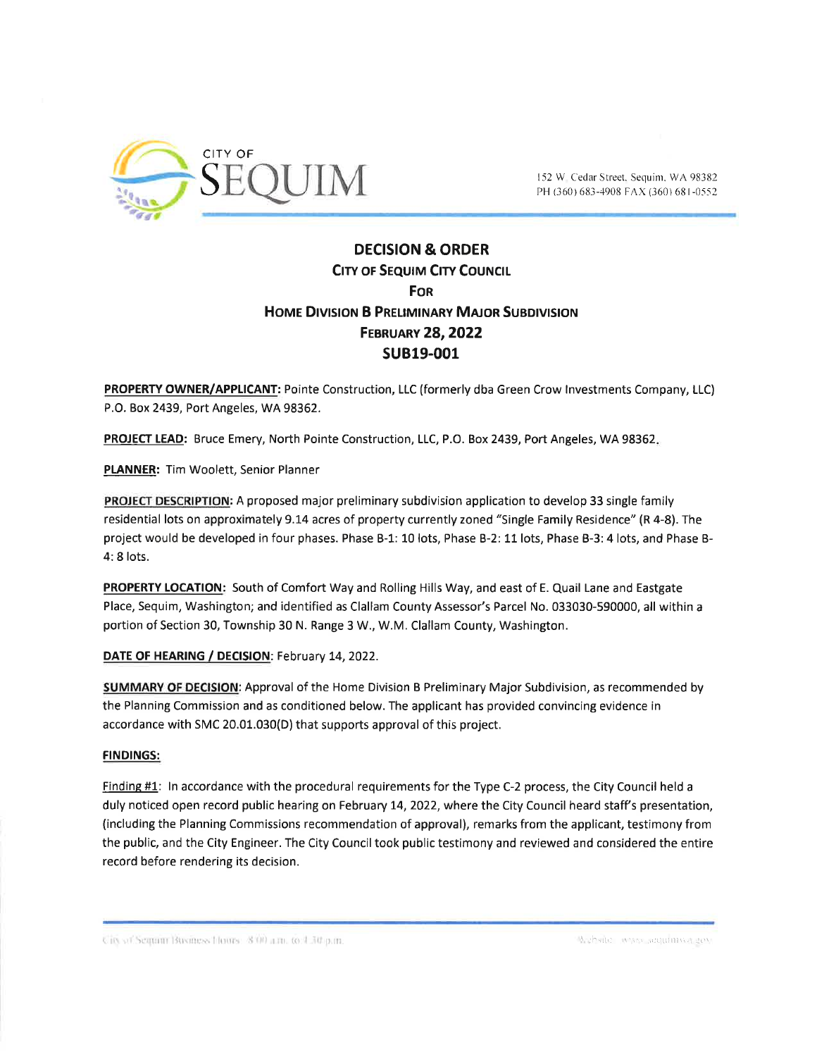CITY OF SEQUIM

152 W. Cedar Street, Sequim, WA 98382
PH (360) 683-4908 FAX (360) 681-0552

# DECISION & ORDER
## CITY OF SEQUIM CITY COUNCIL
## FOR
## HOME DIVISION B PRELIMINARY MAJOR SUBDIVISION
## FEBRUARY 28, 2022
## SUB19-001

**PROPERTY OWNER/APPLICANT:** Pointe Construction, LLC (formerly dba Green Crow Investments Company, LLC) P.O. Box 2439, Port Angeles, WA 98362.

**PROJECT LEAD:** Bruce Emery, North Pointe Construction, LLC, P.O. Box 2439, Port Angeles, WA 98362.

**PLANNER:** Tim Woolett, Senior Planner

**PROJECT DESCRIPTION:** A proposed major preliminary subdivision application to develop 33 single family residential lots on approximately 9.14 acres of property currently zoned "Single Family Residence" (R 4-8). The project would be developed in four phases. Phase B-1: 10 lots, Phase B-2: 11 lots, Phase B-3: 4 lots, and Phase B-4: 8 lots.

**PROPERTY LOCATION:** South of Comfort Way and Rolling Hills Way, and east of E. Quail Lane and Eastgate Place, Sequim, Washington; and identified as Clallam County Assessor's Parcel No. 033030-590000, all within a portion of Section 30, Township 30 N. Range 3 W., W.M. Clallam County, Washington.

**DATE OF HEARING / DECISION:** February 14, 2022.

**SUMMARY OF DECISION:** Approval of the Home Division B Preliminary Major Subdivision, as recommended by the Planning Commission and as conditioned below. The applicant has provided convincing evidence in accordance with SMC 20.01.030(D) that supports approval of this project.

**FINDINGS:**

Finding #1: In accordance with the procedural requirements for the Type C-2 process, the City Council held a duly noticed open record public hearing on February 14, 2022, where the City Council heard staff's presentation, (including the Planning Commissions recommendation of approval), remarks from the applicant, testimony from the public, and the City Engineer. The City Council took public testimony and reviewed and considered the entire record before rendering its decision.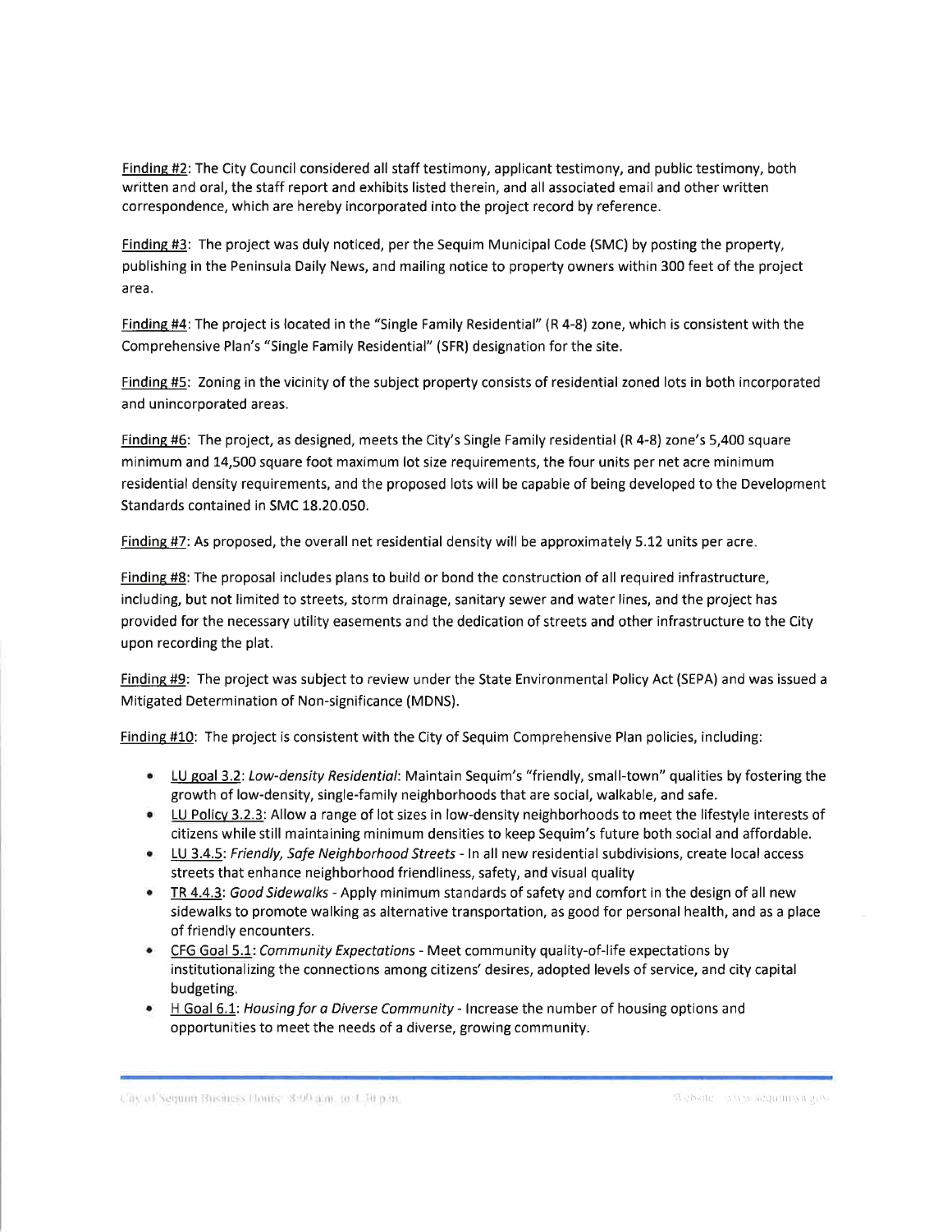Finding #2: The City Council considered all staff testimony, applicant testimony, and public testimony, both written and oral, the staff report and exhibits listed therein, and all associated email and other written correspondence, which are hereby incorporated into the project record by reference.

Finding #3: The project was duly noticed, per the Sequim Municipal Code (SMC) by posting the property, publishing in the Peninsula Daily News, and mailing notice to property owners within 300 feet of the project area.

Finding #4: The project is located in the "Single Family Residential" (R 4-8) zone, which is consistent with the Comprehensive Plan's "Single Family Residential" (SFR) designation for the site.

Finding #5: Zoning in the vicinity of the subject property consists of residential zoned lots in both incorporated and unincorporated areas.

Finding #6: The project, as designed, meets the City's Single Family residential (R 4-8) zone's 5,400 square minimum and 14,500 square foot maximum lot size requirements, the four units per net acre minimum residential density requirements, and the proposed lots will be capable of being developed to the Development Standards contained in SMC 18.20.050.

Finding #7: As proposed, the overall net residential density will be approximately 5.12 units per acre.

Finding #8: The proposal includes plans to build or bond the construction of all required infrastructure, including, but not limited to streets, storm drainage, sanitary sewer and water lines, and the project has provided for the necessary utility easements and the dedication of streets and other infrastructure to the City upon recording the plat.

Finding #9: The project was subject to review under the State Environmental Policy Act (SEPA) and was issued a Mitigated Determination of Non-significance (MDNS).

Finding #10: The project is consistent with the City of Sequim Comprehensive Plan policies, including:

- LU goal 3.2: *Low-density Residential*: Maintain Sequim's "friendly, small-town" qualities by fostering the growth of low-density, single-family neighborhoods that are social, walkable, and safe.
- LU Policy 3.2.3: Allow a range of lot sizes in low-density neighborhoods to meet the lifestyle interests of citizens while still maintaining minimum densities to keep Sequim's future both social and affordable.
- LU 3.4.5: *Friendly, Safe Neighborhood Streets* - In all new residential subdivisions, create local access streets that enhance neighborhood friendliness, safety, and visual quality
- TR 4.4.3: *Good Sidewalks* - Apply minimum standards of safety and comfort in the design of all new sidewalks to promote walking as alternative transportation, as good for personal health, and as a place of friendly encounters.
- CFG Goal 5.1: *Community Expectations* - Meet community quality-of-life expectations by institutionalizing the connections among citizens' desires, adopted levels of service, and city capital budgeting.
- H Goal 6.1: *Housing for a Diverse Community* - Increase the number of housing options and opportunities to meet the needs of a diverse, growing community.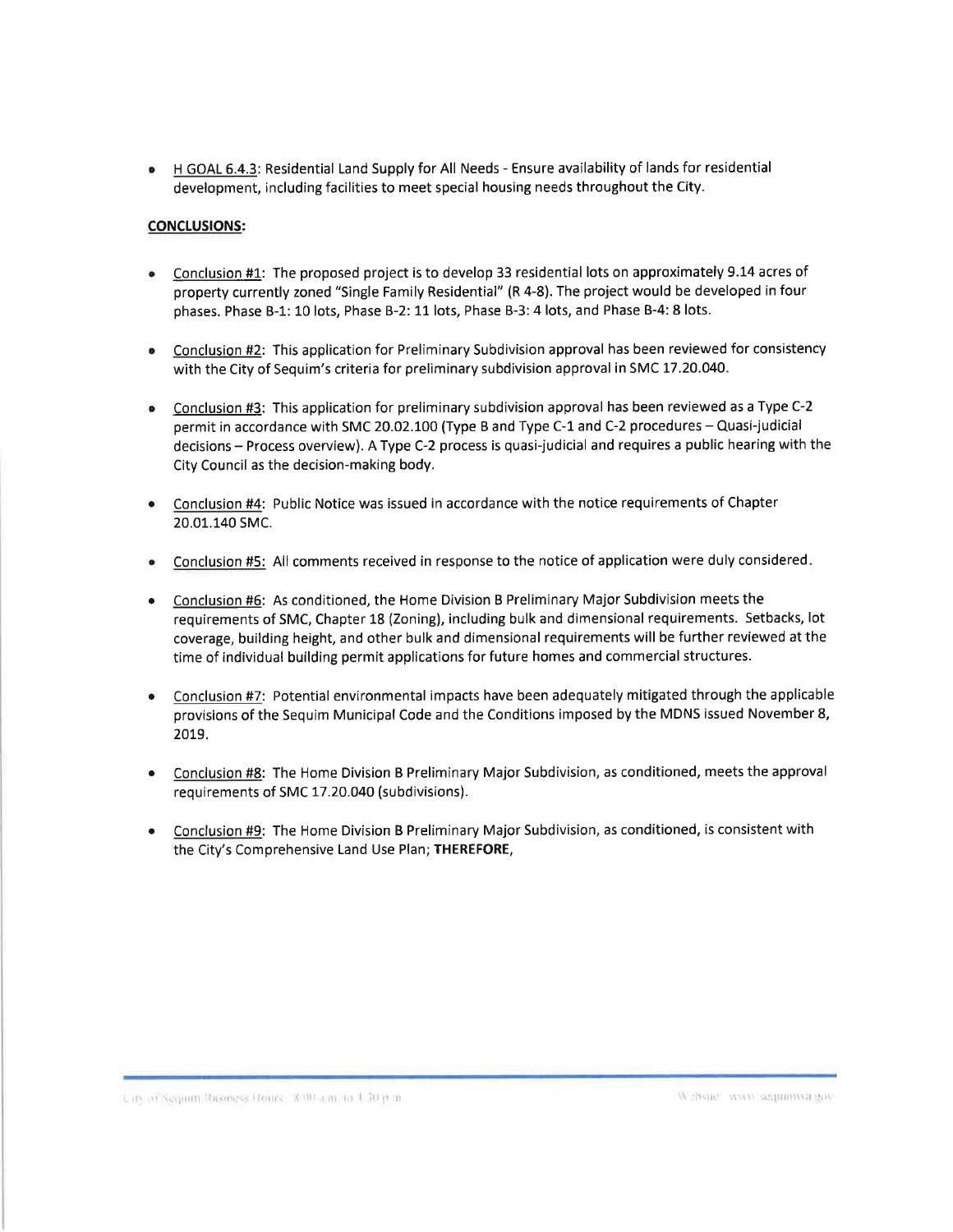- H GOAL 6.4.3: Residential Land Supply for All Needs - Ensure availability of lands for residential development, including facilities to meet special housing needs throughout the City.

**CONCLUSIONS:**

- Conclusion #1: The proposed project is to develop 33 residential lots on approximately 9.14 acres of property currently zoned "Single Family Residential" (R 4-8). The project would be developed in four phases. Phase B-1: 10 lots, Phase B-2: 11 lots, Phase B-3: 4 lots, and Phase B-4: 8 lots.

- Conclusion #2: This application for Preliminary Subdivision approval has been reviewed for consistency with the City of Sequim's criteria for preliminary subdivision approval in SMC 17.20.040.

- Conclusion #3: This application for preliminary subdivision approval has been reviewed as a Type C-2 permit in accordance with SMC 20.02.100 (Type B and Type C-1 and C-2 procedures – Quasi-judicial decisions – Process overview). A Type C-2 process is quasi-judicial and requires a public hearing with the City Council as the decision-making body.

- Conclusion #4: Public Notice was issued in accordance with the notice requirements of Chapter 20.01.140 SMC.

- Conclusion #5: All comments received in response to the notice of application were duly considered.

- Conclusion #6: As conditioned, the Home Division B Preliminary Major Subdivision meets the requirements of SMC, Chapter 18 (Zoning), including bulk and dimensional requirements. Setbacks, lot coverage, building height, and other bulk and dimensional requirements will be further reviewed at the time of individual building permit applications for future homes and commercial structures.

- Conclusion #7: Potential environmental impacts have been adequately mitigated through the applicable provisions of the Sequim Municipal Code and the Conditions imposed by the MDNS issued November 8, 2019.

- Conclusion #8: The Home Division B Preliminary Major Subdivision, as conditioned, meets the approval requirements of SMC 17.20.040 (subdivisions).

- Conclusion #9: The Home Division B Preliminary Major Subdivision, as conditioned, is consistent with the City's Comprehensive Land Use Plan; **THEREFORE,**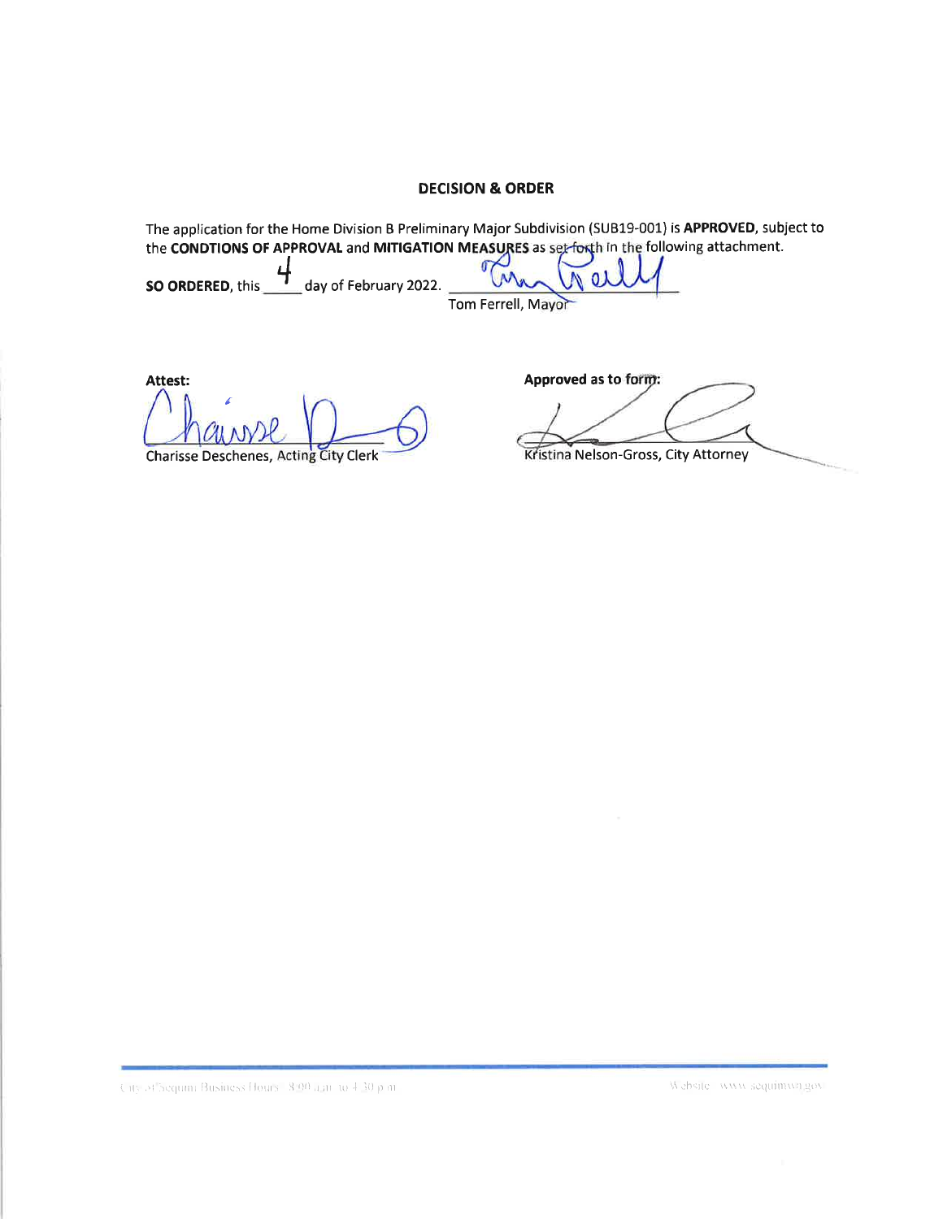**DECISION & ORDER**

The application for the Home Division B Preliminary Major Subdivision (SUB19-001) is **APPROVED**, subject to the **CONDTIONS OF APPROVAL** and **MITIGATION MEASURES** as set forth in the following attachment.

**SO ORDERED**, this 4 day of February 2022.

Tom Ferrell, Mayor

**Attest:**

Charisse Deschenes, Acting City Clerk

**Approved as to form:**

Kristina Nelson-Gross, City Attorney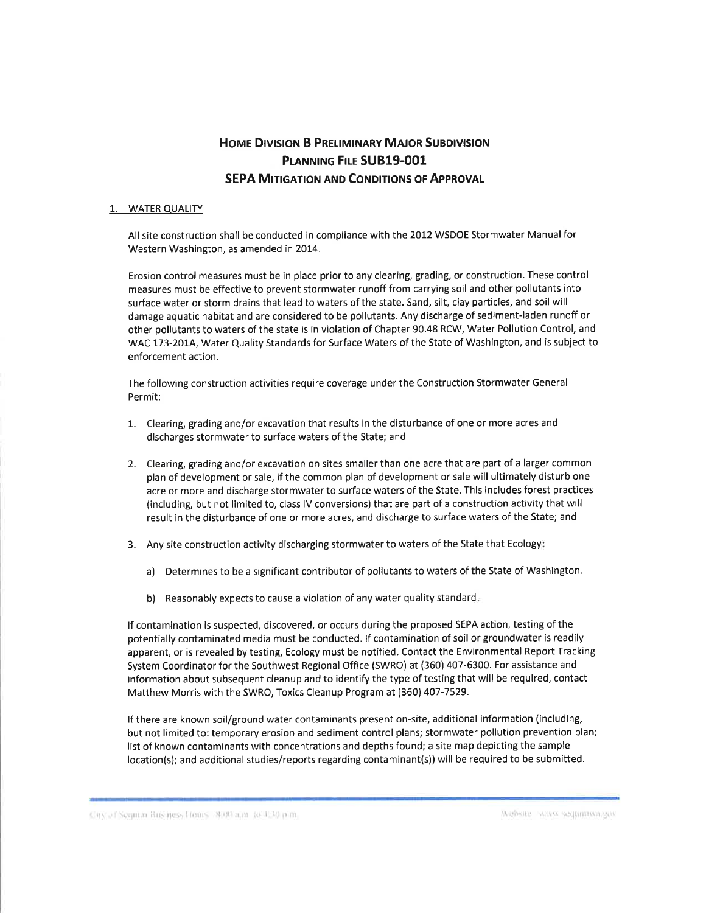# Home Division B Preliminary Major Subdivision
# Planning File SUB19-001
# SEPA Mitigation and Conditions of Approval

## 1. WATER QUALITY

All site construction shall be conducted in compliance with the 2012 WSDOE Stormwater Manual for Western Washington, as amended in 2014.

Erosion control measures must be in place prior to any clearing, grading, or construction. These control measures must be effective to prevent stormwater runoff from carrying soil and other pollutants into surface water or storm drains that lead to waters of the state. Sand, silt, clay particles, and soil will damage aquatic habitat and are considered to be pollutants. Any discharge of sediment-laden runoff or other pollutants to waters of the state is in violation of Chapter 90.48 RCW, Water Pollution Control, and WAC 173-201A, Water Quality Standards for Surface Waters of the State of Washington, and is subject to enforcement action.

The following construction activities require coverage under the Construction Stormwater General Permit:

1. Clearing, grading and/or excavation that results in the disturbance of one or more acres and discharges stormwater to surface waters of the State; and

2. Clearing, grading and/or excavation on sites smaller than one acre that are part of a larger common plan of development or sale, if the common plan of development or sale will ultimately disturb one acre or more and discharge stormwater to surface waters of the State. This includes forest practices (including, but not limited to, class IV conversions) that are part of a construction activity that will result in the disturbance of one or more acres, and discharge to surface waters of the State; and

3. Any site construction activity discharging stormwater to waters of the State that Ecology:

   a) Determines to be a significant contributor of pollutants to waters of the State of Washington.

   b) Reasonably expects to cause a violation of any water quality standard.

If contamination is suspected, discovered, or occurs during the proposed SEPA action, testing of the potentially contaminated media must be conducted. If contamination of soil or groundwater is readily apparent, or is revealed by testing, Ecology must be notified. Contact the Environmental Report Tracking System Coordinator for the Southwest Regional Office (SWRO) at (360) 407-6300. For assistance and information about subsequent cleanup and to identify the type of testing that will be required, contact Matthew Morris with the SWRO, Toxics Cleanup Program at (360) 407-7529.

If there are known soil/ground water contaminants present on-site, additional information (including, but not limited to: temporary erosion and sediment control plans; stormwater pollution prevention plan; list of known contaminants with concentrations and depths found; a site map depicting the sample location(s); and additional studies/reports regarding contaminant(s)) will be required to be submitted.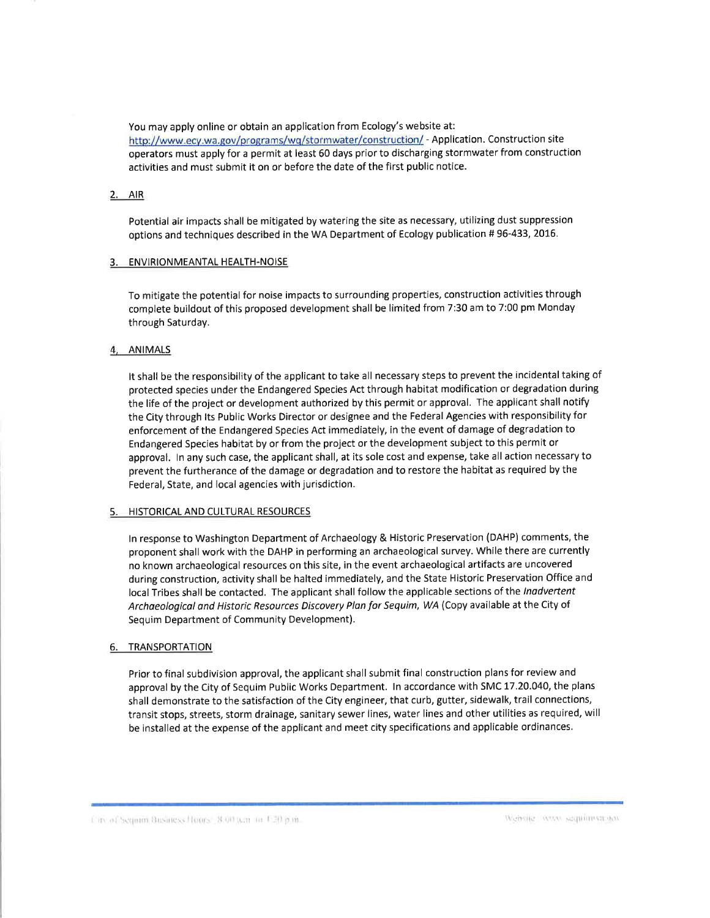You may apply online or obtain an application from Ecology's website at: http://www.ecy.wa.gov/programs/wq/stormwater/construction/ - Application. Construction site operators must apply for a permit at least 60 days prior to discharging stormwater from construction activities and must submit it on or before the date of the first public notice.

2. AIR

Potential air impacts shall be mitigated by watering the site as necessary, utilizing dust suppression options and techniques described in the WA Department of Ecology publication # 96-433, 2016.

3. ENVIRIONMEANTAL HEALTH-NOISE

To mitigate the potential for noise impacts to surrounding properties, construction activities through complete buildout of this proposed development shall be limited from 7:30 am to 7:00 pm Monday through Saturday.

4. ANIMALS

It shall be the responsibility of the applicant to take all necessary steps to prevent the incidental taking of protected species under the Endangered Species Act through habitat modification or degradation during the life of the project or development authorized by this permit or approval. The applicant shall notify the City through Its Public Works Director or designee and the Federal Agencies with responsibility for enforcement of the Endangered Species Act immediately, in the event of damage of degradation to Endangered Species habitat by or from the project or the development subject to this permit or approval. In any such case, the applicant shall, at its sole cost and expense, take all action necessary to prevent the furtherance of the damage or degradation and to restore the habitat as required by the Federal, State, and local agencies with jurisdiction.

5. HISTORICAL AND CULTURAL RESOURCES

In response to Washington Department of Archaeology & Historic Preservation (DAHP) comments, the proponent shall work with the DAHP in performing an archaeological survey. While there are currently no known archaeological resources on this site, in the event archaeological artifacts are uncovered during construction, activity shall be halted immediately, and the State Historic Preservation Office and local Tribes shall be contacted. The applicant shall follow the applicable sections of the *Inadvertent Archaeological and Historic Resources Discovery Plan for Sequim, WA* (Copy available at the City of Sequim Department of Community Development).

6. TRANSPORTATION

Prior to final subdivision approval, the applicant shall submit final construction plans for review and approval by the City of Sequim Public Works Department. In accordance with SMC 17.20.040, the plans shall demonstrate to the satisfaction of the City engineer, that curb, gutter, sidewalk, trail connections, transit stops, streets, storm drainage, sanitary sewer lines, water lines and other utilities as required, will be installed at the expense of the applicant and meet city specifications and applicable ordinances.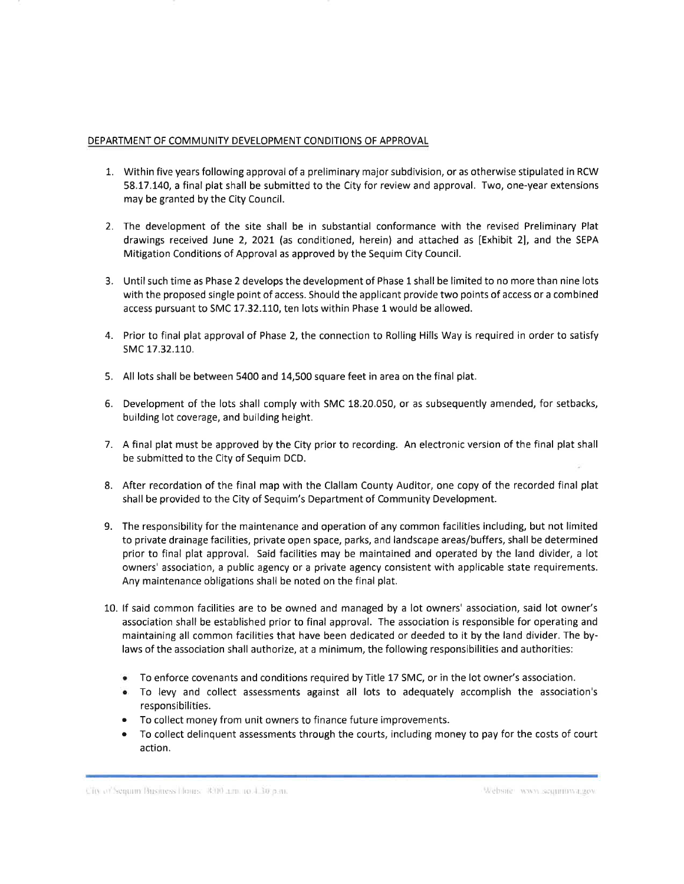DEPARTMENT OF COMMUNITY DEVELOPMENT CONDITIONS OF APPROVAL

1. Within five years following approval of a preliminary major subdivision, or as otherwise stipulated in RCW 58.17.140, a final plat shall be submitted to the City for review and approval. Two, one-year extensions may be granted by the City Council.

2. The development of the site shall be in substantial conformance with the revised Preliminary Plat drawings received June 2, 2021 (as conditioned, herein) and attached as [Exhibit 2], and the SEPA Mitigation Conditions of Approval as approved by the Sequim City Council.

3. Until such time as Phase 2 develops the development of Phase 1 shall be limited to no more than nine lots with the proposed single point of access. Should the applicant provide two points of access or a combined access pursuant to SMC 17.32.110, ten lots within Phase 1 would be allowed.

4. Prior to final plat approval of Phase 2, the connection to Rolling Hills Way is required in order to satisfy SMC 17.32.110.

5. All lots shall be between 5400 and 14,500 square feet in area on the final plat.

6. Development of the lots shall comply with SMC 18.20.050, or as subsequently amended, for setbacks, building lot coverage, and building height.

7. A final plat must be approved by the City prior to recording. An electronic version of the final plat shall be submitted to the City of Sequim DCD.

8. After recordation of the final map with the Clallam County Auditor, one copy of the recorded final plat shall be provided to the City of Sequim's Department of Community Development.

9. The responsibility for the maintenance and operation of any common facilities including, but not limited to private drainage facilities, private open space, parks, and landscape areas/buffers, shall be determined prior to final plat approval. Said facilities may be maintained and operated by the land divider, a lot owners' association, a public agency or a private agency consistent with applicable state requirements. Any maintenance obligations shall be noted on the final plat.

10. If said common facilities are to be owned and managed by a lot owners' association, said lot owner's association shall be established prior to final approval. The association is responsible for operating and maintaining all common facilities that have been dedicated or deeded to it by the land divider. The by-laws of the association shall authorize, at a minimum, the following responsibilities and authorities:

    - To enforce covenants and conditions required by Title 17 SMC, or in the lot owner's association.
    - To levy and collect assessments against all lots to adequately accomplish the association's responsibilities.
    - To collect money from unit owners to finance future improvements.
    - To collect delinquent assessments through the courts, including money to pay for the costs of court action.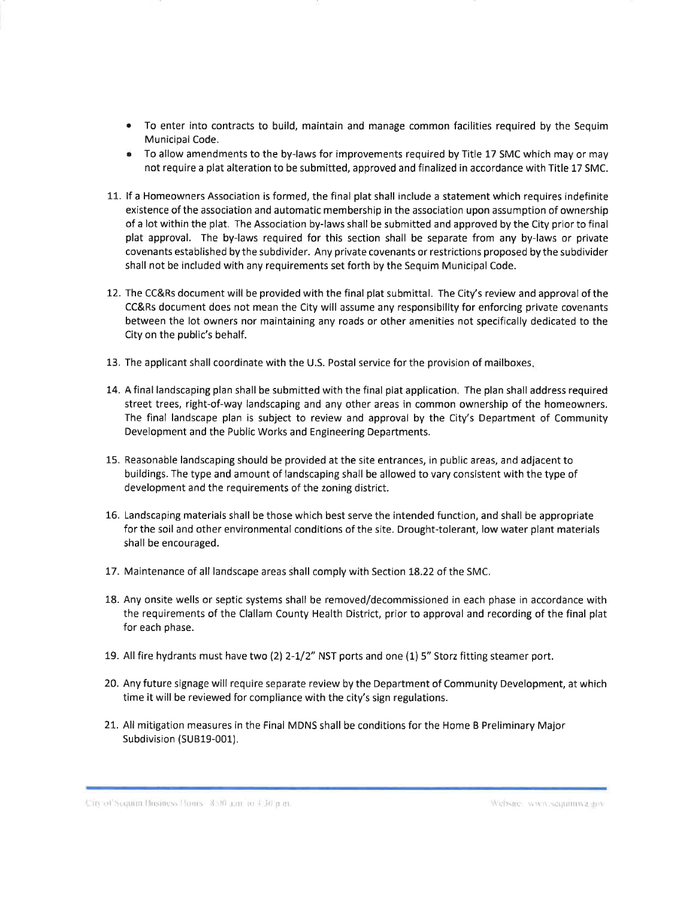- To enter into contracts to build, maintain and manage common facilities required by the Sequim Municipal Code.
- To allow amendments to the by-laws for improvements required by Title 17 SMC which may or may not require a plat alteration to be submitted, approved and finalized in accordance with Title 17 SMC.

11. If a Homeowners Association is formed, the final plat shall include a statement which requires indefinite existence of the association and automatic membership in the association upon assumption of ownership of a lot within the plat. The Association by-laws shall be submitted and approved by the City prior to final plat approval. The by-laws required for this section shall be separate from any by-laws or private covenants established by the subdivider. Any private covenants or restrictions proposed by the subdivider shall not be included with any requirements set forth by the Sequim Municipal Code.

12. The CC&Rs document will be provided with the final plat submittal. The City's review and approval of the CC&Rs document does not mean the City will assume any responsibility for enforcing private covenants between the lot owners nor maintaining any roads or other amenities not specifically dedicated to the City on the public's behalf.

13. The applicant shall coordinate with the U.S. Postal service for the provision of mailboxes.

14. A final landscaping plan shall be submitted with the final plat application. The plan shall address required street trees, right-of-way landscaping and any other areas in common ownership of the homeowners. The final landscape plan is subject to review and approval by the City's Department of Community Development and the Public Works and Engineering Departments.

15. Reasonable landscaping should be provided at the site entrances, in public areas, and adjacent to buildings. The type and amount of landscaping shall be allowed to vary consistent with the type of development and the requirements of the zoning district.

16. Landscaping materials shall be those which best serve the intended function, and shall be appropriate for the soil and other environmental conditions of the site. Drought-tolerant, low water plant materials shall be encouraged.

17. Maintenance of all landscape areas shall comply with Section 18.22 of the SMC.

18. Any onsite wells or septic systems shall be removed/decommissioned in each phase in accordance with the requirements of the Clallam County Health District, prior to approval and recording of the final plat for each phase.

19. All fire hydrants must have two (2) 2-1/2" NST ports and one (1) 5" Storz fitting steamer port.

20. Any future signage will require separate review by the Department of Community Development, at which time it will be reviewed for compliance with the city's sign regulations.

21. All mitigation measures in the Final MDNS shall be conditions for the Home B Preliminary Major Subdivision (SUB19-001).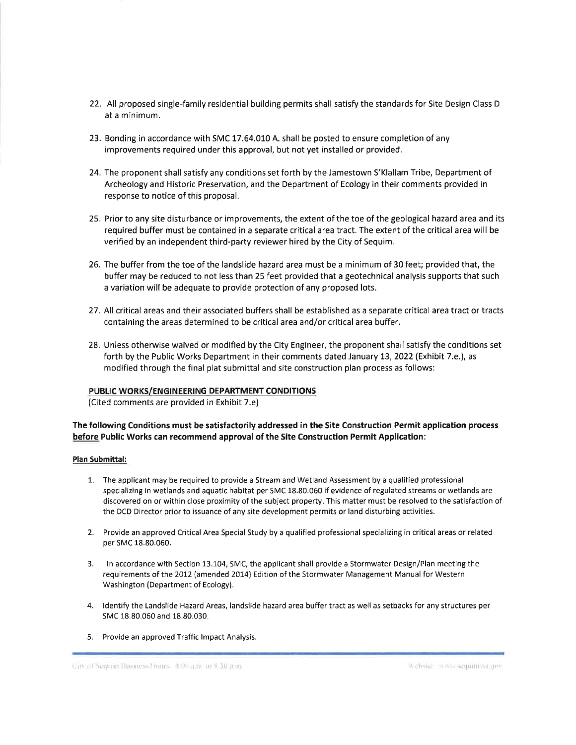22. All proposed single-family residential building permits shall satisfy the standards for Site Design Class D at a minimum.

23. Bonding in accordance with SMC 17.64.010 A. shall be posted to ensure completion of any improvements required under this approval, but not yet installed or provided.

24. The proponent shall satisfy any conditions set forth by the Jamestown S'Klallam Tribe, Department of Archeology and Historic Preservation, and the Department of Ecology in their comments provided in response to notice of this proposal.

25. Prior to any site disturbance or improvements, the extent of the toe of the geological hazard area and its required buffer must be contained in a separate critical area tract. The extent of the critical area will be verified by an independent third-party reviewer hired by the City of Sequim.

26. The buffer from the toe of the landslide hazard area must be a minimum of 30 feet; provided that, the buffer may be reduced to not less than 25 feet provided that a geotechnical analysis supports that such a variation will be adequate to provide protection of any proposed lots.

27. All critical areas and their associated buffers shall be established as a separate critical area tract or tracts containing the areas determined to be critical area and/or critical area buffer.

28. Unless otherwise waived or modified by the City Engineer, the proponent shall satisfy the conditions set forth by the Public Works Department in their comments dated January 13, 2022 (Exhibit 7.e.), as modified through the final plat submittal and site construction plan process as follows:

**PUBLIC WORKS/ENGINEERING DEPARTMENT CONDITIONS**
(Cited comments are provided in Exhibit 7.e)

**The following Conditions must be satisfactorily addressed in the Site Construction Permit application process before Public Works can recommend approval of the Site Construction Permit Application:**

**Plan Submittal:**

1. The applicant may be required to provide a Stream and Wetland Assessment by a qualified professional specializing in wetlands and aquatic habitat per SMC 18.80.060 if evidence of regulated streams or wetlands are discovered on or within close proximity of the subject property. This matter must be resolved to the satisfaction of the DCD Director prior to issuance of any site development permits or land disturbing activities.

2. Provide an approved Critical Area Special Study by a qualified professional specializing in critical areas or related per SMC 18.80.060.

3. In accordance with Section 13.104, SMC, the applicant shall provide a Stormwater Design/Plan meeting the requirements of the 2012 (amended 2014) Edition of the Stormwater Management Manual for Western Washington (Department of Ecology).

4. Identify the Landslide Hazard Areas, landslide hazard area buffer tract as well as setbacks for any structures per SMC 18.80.060 and 18.80.030.

5. Provide an approved Traffic Impact Analysis.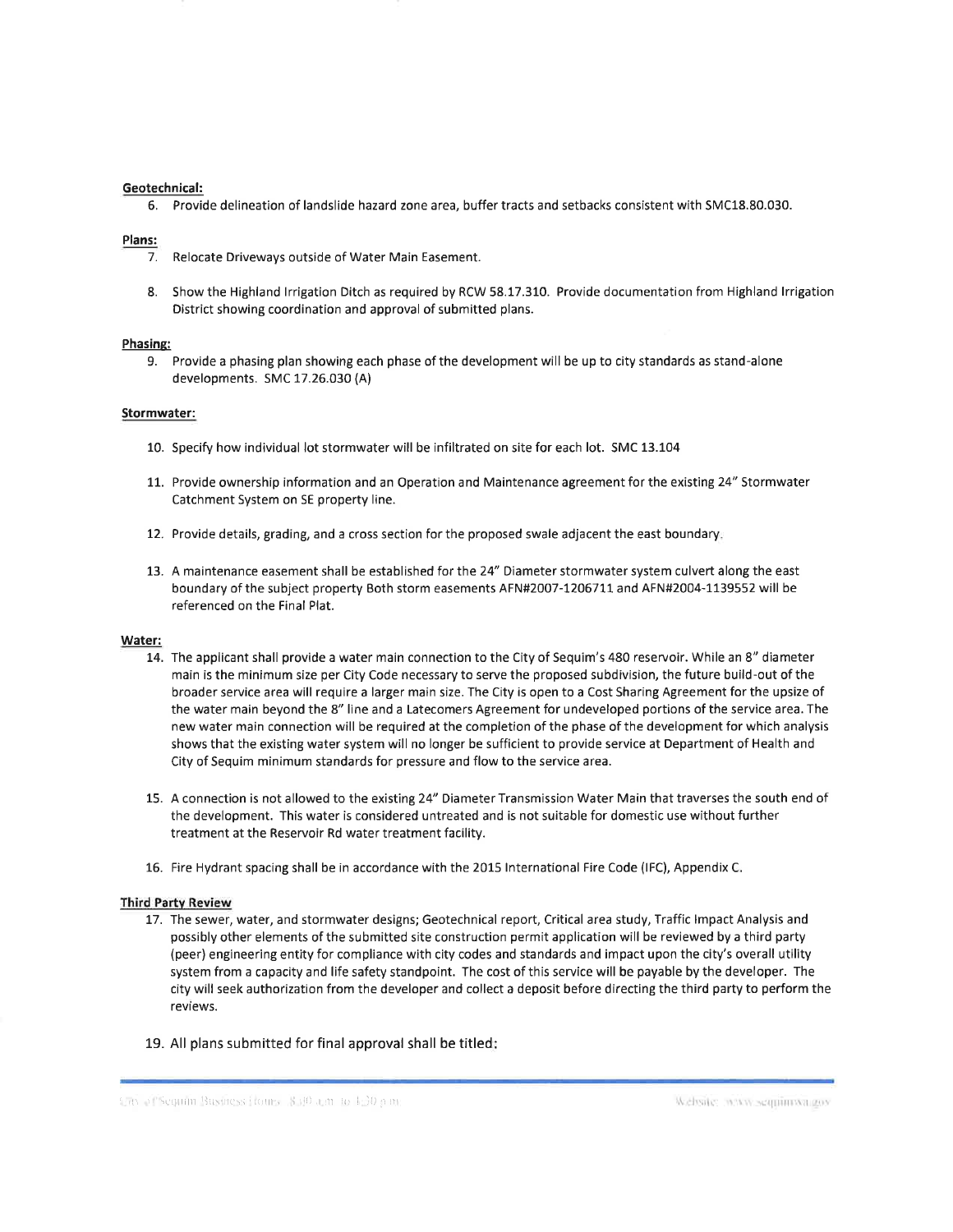**Geotechnical:**

6. Provide delineation of landslide hazard zone area, buffer tracts and setbacks consistent with SMC18.80.030.

**Plans:**

7. Relocate Driveways outside of Water Main Easement.

8. Show the Highland Irrigation Ditch as required by RCW 58.17.310. Provide documentation from Highland Irrigation District showing coordination and approval of submitted plans.

**Phasing:**

9. Provide a phasing plan showing each phase of the development will be up to city standards as stand-alone developments. SMC 17.26.030 (A)

**Stormwater:**

10. Specify how individual lot stormwater will be infiltrated on site for each lot. SMC 13.104

11. Provide ownership information and an Operation and Maintenance agreement for the existing 24" Stormwater Catchment System on SE property line.

12. Provide details, grading, and a cross section for the proposed swale adjacent the east boundary.

13. A maintenance easement shall be established for the 24" Diameter stormwater system culvert along the east boundary of the subject property Both storm easements AFN#2007-1206711 and AFN#2004-1139552 will be referenced on the Final Plat.

**Water:**

14. The applicant shall provide a water main connection to the City of Sequim's 480 reservoir. While an 8" diameter main is the minimum size per City Code necessary to serve the proposed subdivision, the future build-out of the broader service area will require a larger main size. The City is open to a Cost Sharing Agreement for the upsize of the water main beyond the 8" line and a Latecomers Agreement for undeveloped portions of the service area. The new water main connection will be required at the completion of the phase of the development for which analysis shows that the existing water system will no longer be sufficient to provide service at Department of Health and City of Sequim minimum standards for pressure and flow to the service area.

15. A connection is not allowed to the existing 24" Diameter Transmission Water Main that traverses the south end of the development. This water is considered untreated and is not suitable for domestic use without further treatment at the Reservoir Rd water treatment facility.

16. Fire Hydrant spacing shall be in accordance with the 2015 International Fire Code (IFC), Appendix C.

**Third Party Review**

17. The sewer, water, and stormwater designs; Geotechnical report, Critical area study, Traffic Impact Analysis and possibly other elements of the submitted site construction permit application will be reviewed by a third party (peer) engineering entity for compliance with city codes and standards and impact upon the city's overall utility system from a capacity and life safety standpoint. The cost of this service will be payable by the developer. The city will seek authorization from the developer and collect a deposit before directing the third party to perform the reviews.

19. All plans submitted for final approval shall be titled: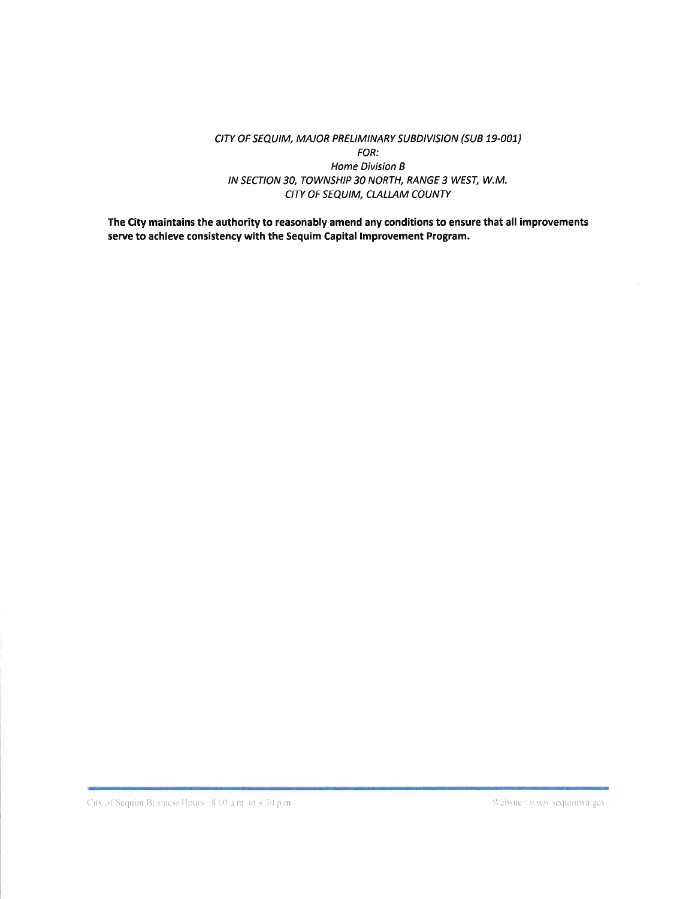*CITY OF SEQUIM, MAJOR PRELIMINARY SUBDIVISION (SUB 19-001)*
*FOR:*
*Home Division B*
*IN SECTION 30, TOWNSHIP 30 NORTH, RANGE 3 WEST, W.M.*
*CITY OF SEQUIM, CLALLAM COUNTY*

**The City maintains the authority to reasonably amend any conditions to ensure that all improvements serve to achieve consistency with the Sequim Capital Improvement Program.**